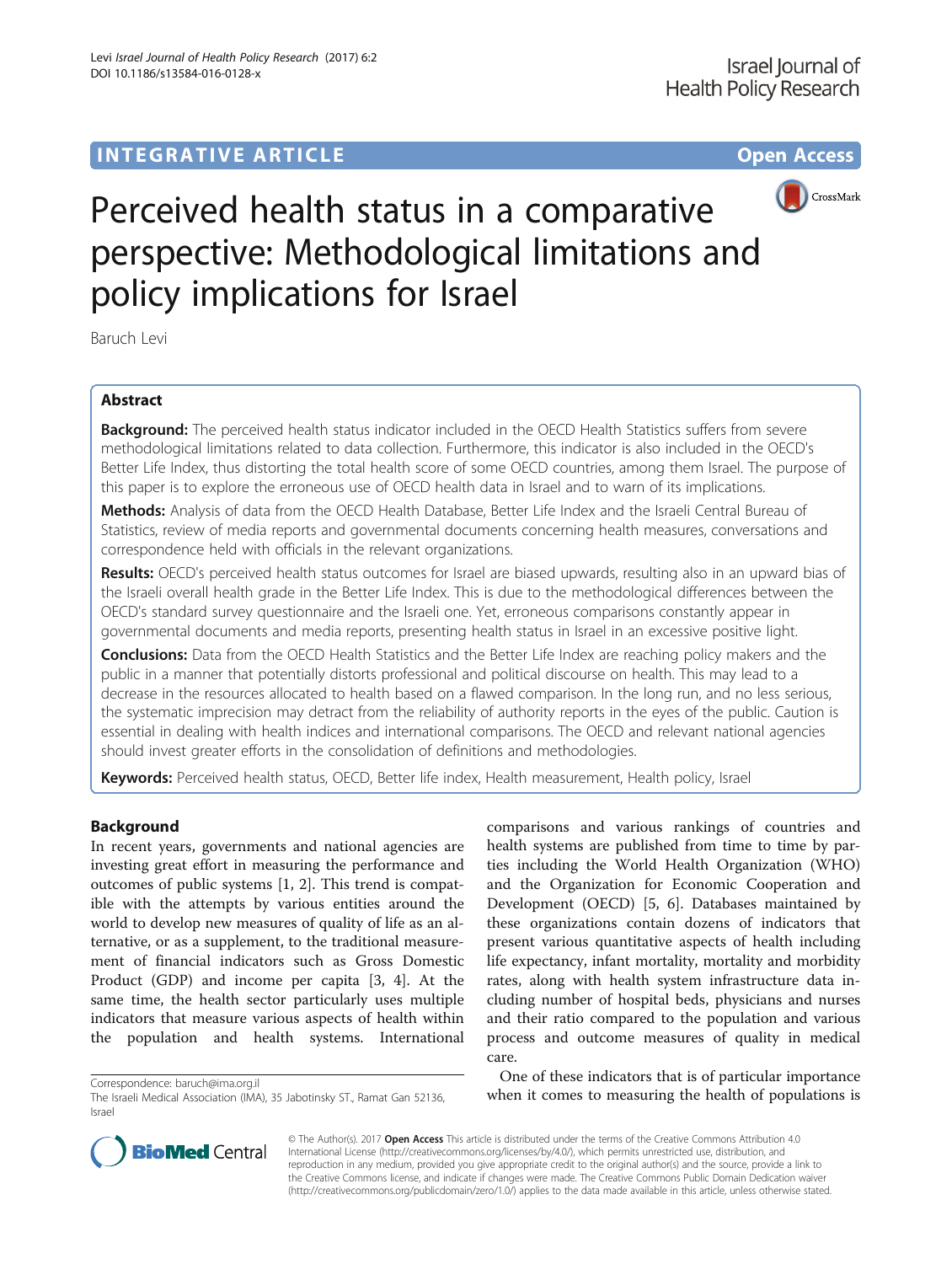INTEGRATIVE ARTICLE

Open Access

# Perceived health status in a comparative perspective: Methodological limitations and policy implications for Israel

Baruch Levi

## Abstract

**Background:** The perceived health status indicator included in the OECD Health Statistics suffers from severe methodological limitations related to data collection. Furthermore, this indicator is also included in the OECD's Better Life Index, thus distorting the total health score of some OECD countries, among them Israel. The purpose of this paper is to explore the erroneous use of OECD health data in Israel and to warn of its implications.

**Methods:** Analysis of data from the OECD Health Database, Better Life Index and the Israeli Central Bureau of Statistics, review of media reports and governmental documents concerning health measures, conversations and correspondence held with officials in the relevant organizations.

**Results:** OECD's perceived health status outcomes for Israel are biased upwards, resulting also in an upward bias of the Israeli overall health grade in the Better Life Index. This is due to the methodological differences between the OECD's standard survey questionnaire and the Israeli one. Yet, erroneous comparisons constantly appear in governmental documents and media reports, presenting health status in Israel in an excessive positive light.

**Conclusions:** Data from the OECD Health Statistics and the Better Life Index are reaching policy makers and the public in a manner that potentially distorts professional and political discourse on health. This may lead to a decrease in the resources allocated to health based on a flawed comparison. In the long run, and no less serious, the systematic imprecision may detract from the reliability of authority reports in the eyes of the public. Caution is essential in dealing with health indices and international comparisons. The OECD and relevant national agencies should invest greater efforts in the consolidation of definitions and methodologies.

**Keywords:** Perceived health status, OECD, Better life index, Health measurement, Health policy, Israel

## Background

In recent years, governments and national agencies are investing great effort in measuring the performance and outcomes of public systems [1, 2]. This trend is compatible with the attempts by various entities around the world to develop new measures of quality of life as an alternative, or as a supplement, to the traditional measurement of financial indicators such as Gross Domestic Product (GDP) and income per capita [3, 4]. At the same time, the health sector particularly uses multiple indicators that measure various aspects of health within the population and health systems. International comparisons and various rankings of countries and health systems are published from time to time by parties including the World Health Organization (WHO) and the Organization for Economic Cooperation and Development (OECD) [5, 6]. Databases maintained by these organizations contain dozens of indicators that present various quantitative aspects of health including life expectancy, infant mortality, mortality and morbidity rates, along with health system infrastructure data including number of hospital beds, physicians and nurses and their ratio compared to the population and various process and outcome measures of quality in medical care.

One of these indicators that is of particular importance when it comes to measuring the health of populations is

Correspondence: baruch@ima.org.il

The Israeli Medical Association (IMA), 35 Jabotinsky ST., Ramat Gan 52136, Israel

© The Author(s). 2017 **Open Access** This article is distributed under the terms of the Creative Commons Attribution 4.0 International License (http://creativecommons.org/licenses/by/4.0/), which permits unrestricted use, distribution, and reproduction in any medium, provided you give appropriate credit to the original author(s) and the source, provide a link to the Creative Commons license, and indicate if changes were made. The Creative Commons Public Domain Dedication waiver (http://creativecommons.org/publicdomain/zero/1.0/) applies to the data made available in this article, unless otherwise stated.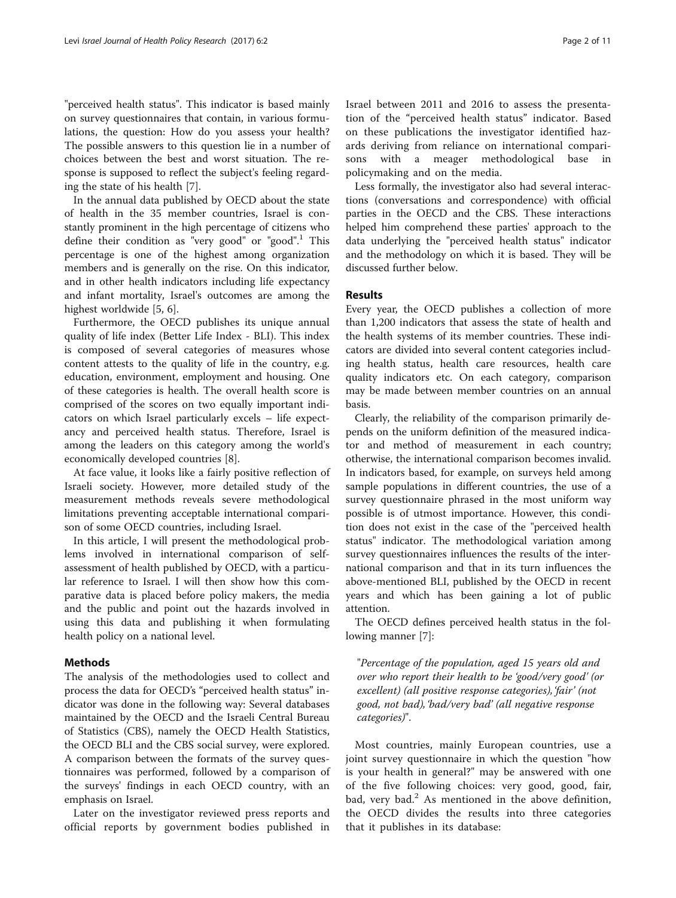"perceived health status". This indicator is based mainly on survey questionnaires that contain, in various formulations, the question: How do you assess your health? The possible answers to this question lie in a number of choices between the best and worst situation. The response is supposed to reflect the subject's feeling regarding the state of his health [7].

In the annual data published by OECD about the state of health in the 35 member countries, Israel is constantly prominent in the high percentage of citizens who define their condition as "very good" or "good".[1] This percentage is one of the highest among organization members and is generally on the rise. On this indicator, and in other health indicators including life expectancy and infant mortality, Israel's outcomes are among the highest worldwide [5, 6].

Furthermore, the OECD publishes its unique annual quality of life index (Better Life Index - BLI). This index is composed of several categories of measures whose content attests to the quality of life in the country, e.g. education, environment, employment and housing. One of these categories is health. The overall health score is comprised of the scores on two equally important indicators on which Israel particularly excels – life expectancy and perceived health status. Therefore, Israel is among the leaders on this category among the world's economically developed countries [8].

At face value, it looks like a fairly positive reflection of Israeli society. However, more detailed study of the measurement methods reveals severe methodological limitations preventing acceptable international comparison of some OECD countries, including Israel.

In this article, I will present the methodological problems involved in international comparison of self-assessment of health published by OECD, with a particular reference to Israel. I will then show how this comparative data is placed before policy makers, the media and the public and point out the hazards involved in using this data and publishing it when formulating health policy on a national level.

## Methods

The analysis of the methodologies used to collect and process the data for OECD's "perceived health status" indicator was done in the following way: Several databases maintained by the OECD and the Israeli Central Bureau of Statistics (CBS), namely the OECD Health Statistics, the OECD BLI and the CBS social survey, were explored. A comparison between the formats of the survey questionnaires was performed, followed by a comparison of the surveys' findings in each OECD country, with an emphasis on Israel.

Later on the investigator reviewed press reports and official reports by government bodies published in Israel between 2011 and 2016 to assess the presentation of the "perceived health status" indicator. Based on these publications the investigator identified hazards deriving from reliance on international comparisons with a meager methodological base in policymaking and on the media.

Less formally, the investigator also had several interactions (conversations and correspondence) with official parties in the OECD and the CBS. These interactions helped him comprehend these parties' approach to the data underlying the "perceived health status" indicator and the methodology on which it is based. They will be discussed further below.

## Results

Every year, the OECD publishes a collection of more than 1,200 indicators that assess the state of health and the health systems of its member countries. These indicators are divided into several content categories including health status, health care resources, health care quality indicators etc. On each category, comparison may be made between member countries on an annual basis.

Clearly, the reliability of the comparison primarily depends on the uniform definition of the measured indicator and method of measurement in each country; otherwise, the international comparison becomes invalid. In indicators based, for example, on surveys held among sample populations in different countries, the use of a survey questionnaire phrased in the most uniform way possible is of utmost importance. However, this condition does not exist in the case of the "perceived health status" indicator. The methodological variation among survey questionnaires influences the results of the international comparison and that in its turn influences the above-mentioned BLI, published by the OECD in recent years and which has been gaining a lot of public attention.

The OECD defines perceived health status in the following manner [7]:

> *"Percentage of the population, aged 15 years old and over who report their health to be 'good/very good' (or excellent) (all positive response categories), 'fair' (not good, not bad), 'bad/very bad' (all negative response categories)".*

Most countries, mainly European countries, use a joint survey questionnaire in which the question "how is your health in general?" may be answered with one of the five following choices: very good, good, fair, bad, very bad.[2] As mentioned in the above definition, the OECD divides the results into three categories that it publishes in its database: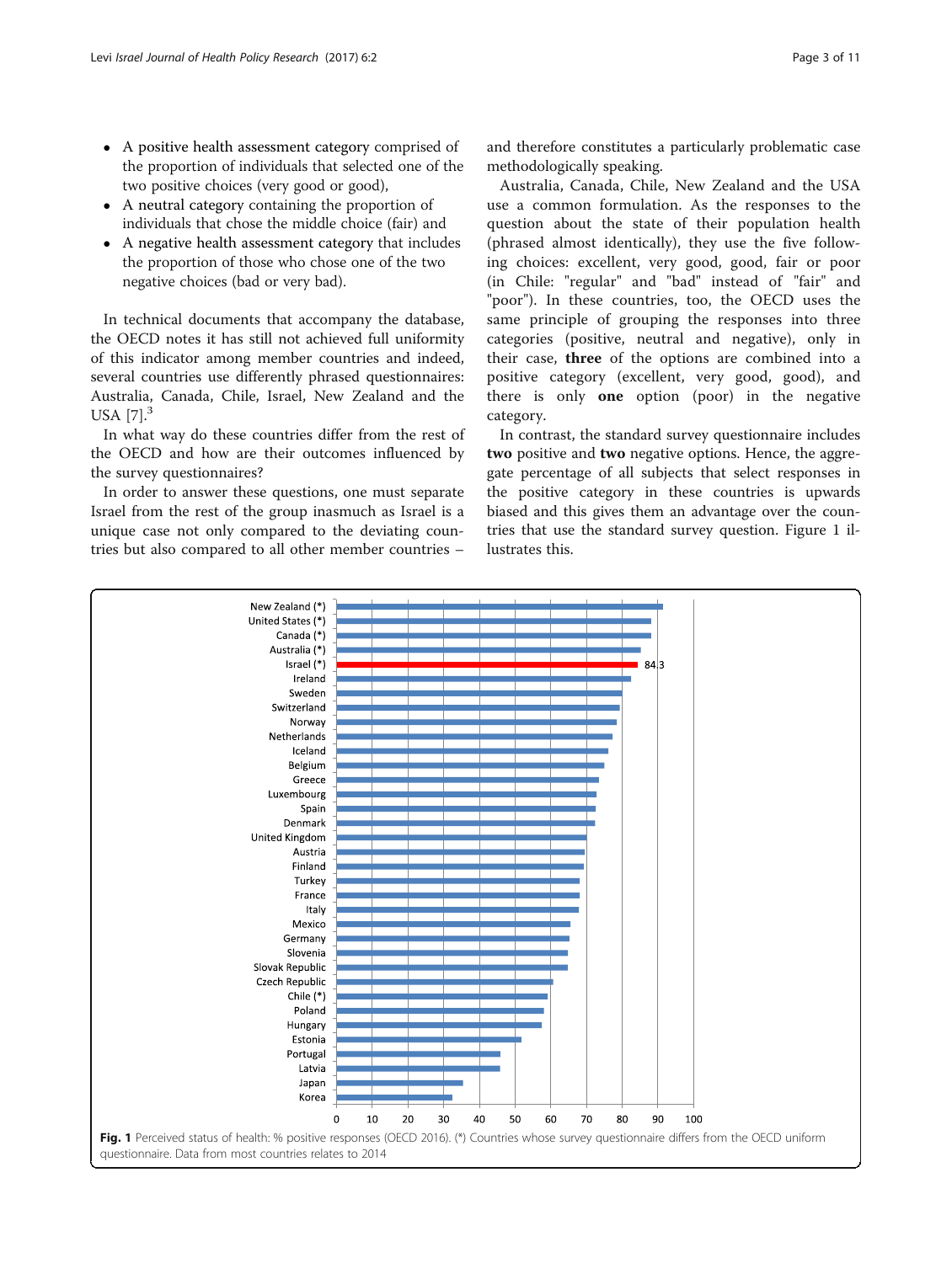- A positive health assessment category comprised of the proportion of individuals that selected one of the two positive choices (very good or good),
- A neutral category containing the proportion of individuals that chose the middle choice (fair) and
- A negative health assessment category that includes the proportion of those who chose one of the two negative choices (bad or very bad).

In technical documents that accompany the database, the OECD notes it has still not achieved full uniformity of this indicator among member countries and indeed, several countries use differently phrased questionnaires: Australia, Canada, Chile, Israel, New Zealand and the USA [7].[3]

In what way do these countries differ from the rest of the OECD and how are their outcomes influenced by the survey questionnaires?

In order to answer these questions, one must separate Israel from the rest of the group inasmuch as Israel is a unique case not only compared to the deviating countries but also compared to all other member countries – and therefore constitutes a particularly problematic case methodologically speaking.

Australia, Canada, Chile, New Zealand and the USA use a common formulation. As the responses to the question about the state of their population health (phrased almost identically), they use the five following choices: excellent, very good, good, fair or poor (in Chile: "regular" and "bad" instead of "fair" and "poor"). In these countries, too, the OECD uses the same principle of grouping the responses into three categories (positive, neutral and negative), only in their case, **three** of the options are combined into a positive category (excellent, very good, good), and there is only **one** option (poor) in the negative category.

In contrast, the standard survey questionnaire includes **two** positive and **two** negative options. Hence, the aggregate percentage of all subjects that select responses in the positive category in these countries is upwards biased and this gives them an advantage over the countries that use the standard survey question. Figure 1 illustrates this.

New Zealand (*)
United States (*)
Canada (*)
Australia (*)
Israel (*)
84.3
Ireland
Sweden
Switzerland
Norway
Netherlands
Iceland
Belgium
Greece
Luxembourg
Spain
Denmark
United Kingdom
Austria
Finland
Turkey
France
Italy
Mexico
Germany
Slovenia
Slovak Republic
Czech Republic
Chile (*)
Poland
Hungary
Estonia
Portugal
Latvia
Japan
Korea

0 10 20 30 40 50 60 70 80 90 100

**Fig. 1** Perceived status of health: % positive responses (OECD 2016). (*) Countries whose survey questionnaire differs from the OECD uniform questionnaire. Data from most countries relates to 2014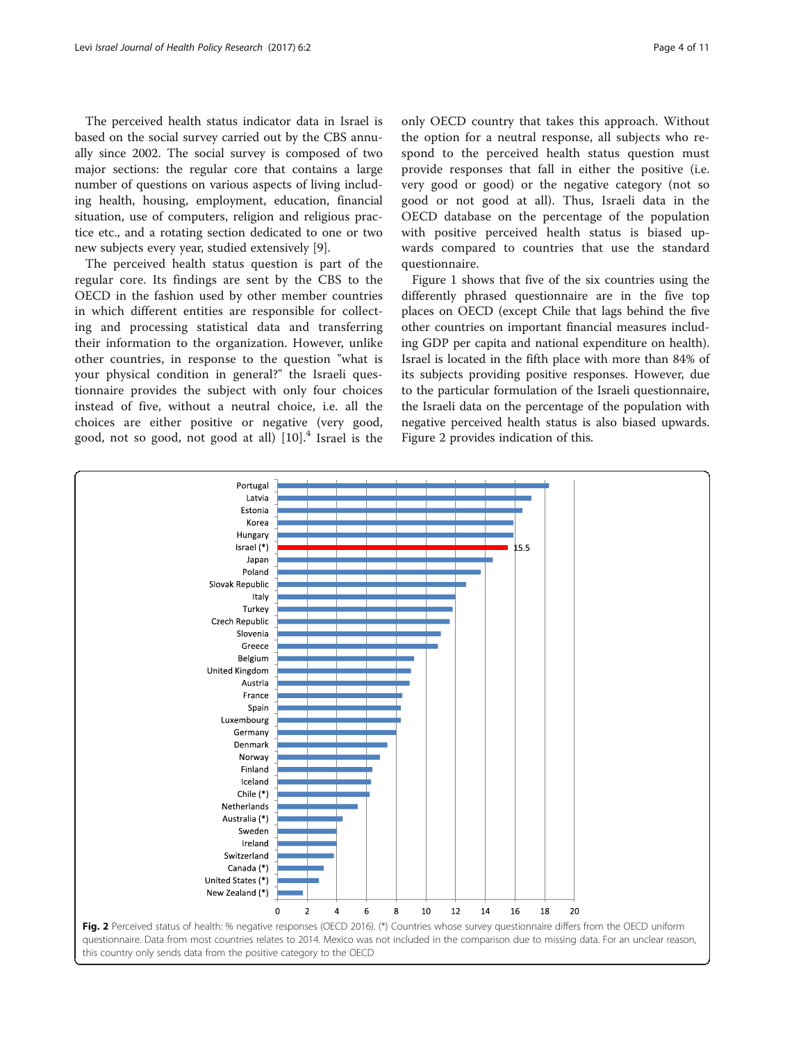The perceived health status indicator data in Israel is based on the social survey carried out by the CBS annually since 2002. The social survey is composed of two major sections: the regular core that contains a large number of questions on various aspects of living including health, housing, employment, education, financial situation, use of computers, religion and religious practice etc., and a rotating section dedicated to one or two new subjects every year, studied extensively [9].

The perceived health status question is part of the regular core. Its findings are sent by the CBS to the OECD in the fashion used by other member countries in which different entities are responsible for collecting and processing statistical data and transferring their information to the organization. However, unlike other countries, in response to the question "what is your physical condition in general?" the Israeli questionnaire provides the subject with only four choices instead of five, without a neutral choice, i.e. all the choices are either positive or negative (very good, good, not so good, not good at all) [10].[4] Israel is the only OECD country that takes this approach. Without the option for a neutral response, all subjects who respond to the perceived health status question must provide responses that fall in either the positive (i.e. very good or good) or the negative category (not so good or not good at all). Thus, Israeli data in the OECD database on the percentage of the population with positive perceived health status is biased upwards compared to countries that use the standard questionnaire.

Figure 1 shows that five of the six countries using the differently phrased questionnaire are in the five top places on OECD (except Chile that lags behind the five other countries on important financial measures including GDP per capita and national expenditure on health). Israel is located in the fifth place with more than 84% of its subjects providing positive responses. However, due to the particular formulation of the Israeli questionnaire, the Israeli data on the percentage of the population with negative perceived health status is also biased upwards. Figure 2 provides indication of this.

**Fig. 2** Perceived status of health: % negative responses (OECD 2016). (*) Countries whose survey questionnaire differs from the OECD uniform questionnaire. Data from most countries relates to 2014. Mexico was not included in the comparison due to missing data. For an unclear reason, this country only sends data from the positive category to the OECD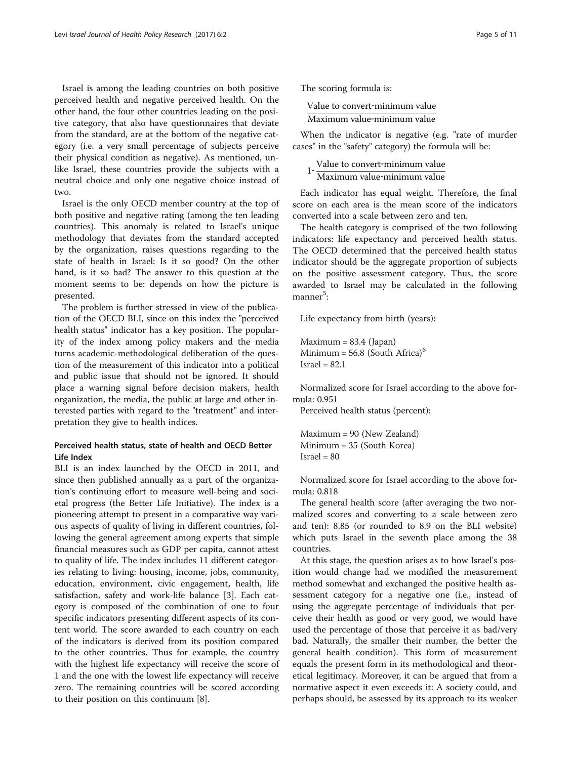Israel is among the leading countries on both positive perceived health and negative perceived health. On the other hand, the four other countries leading on the positive category, that also have questionnaires that deviate from the standard, are at the bottom of the negative category (i.e. a very small percentage of subjects perceive their physical condition as negative). As mentioned, unlike Israel, these countries provide the subjects with a neutral choice and only one negative choice instead of two.

Israel is the only OECD member country at the top of both positive and negative rating (among the ten leading countries). This anomaly is related to Israel's unique methodology that deviates from the standard accepted by the organization, raises questions regarding to the state of health in Israel: Is it so good? On the other hand, is it so bad? The answer to this question at the moment seems to be: depends on how the picture is presented.

The problem is further stressed in view of the publication of the OECD BLI, since on this index the "perceived health status" indicator has a key position. The popularity of the index among policy makers and the media turns academic-methodological deliberation of the question of the measurement of this indicator into a political and public issue that should not be ignored. It should place a warning signal before decision makers, health organization, the media, the public at large and other interested parties with regard to the "treatment" and interpretation they give to health indices.

### Perceived health status, state of health and OECD Better Life Index

BLI is an index launched by the OECD in 2011, and since then published annually as a part of the organization's continuing effort to measure well-being and societal progress (the Better Life Initiative). The index is a pioneering attempt to present in a comparative way various aspects of quality of living in different countries, following the general agreement among experts that simple financial measures such as GDP per capita, cannot attest to quality of life. The index includes 11 different categories relating to living: housing, income, jobs, community, education, environment, civic engagement, health, life satisfaction, safety and work-life balance [3]. Each category is composed of the combination of one to four specific indicators presenting different aspects of its content world. The score awarded to each country on each of the indicators is derived from its position compared to the other countries. Thus for example, the country with the highest life expectancy will receive the score of 1 and the one with the lowest life expectancy will receive zero. The remaining countries will be scored according to their position on this continuum [8].

The scoring formula is:

$$\frac{\text{Value to convert-minimum value}}{\text{Maximum value-minimum value}}$$

When the indicator is negative (e.g. "rate of murder cases" in the "safety" category) the formula will be:

$$1-\frac{\text{Value to convert-minimum value}}{\text{Maximum value-minimum value}}$$

Each indicator has equal weight. Therefore, the final score on each area is the mean score of the indicators converted into a scale between zero and ten.

The health category is comprised of the two following indicators: life expectancy and perceived health status. The OECD determined that the perceived health status indicator should be the aggregate proportion of subjects on the positive assessment category. Thus, the score awarded to Israel may be calculated in the following manner[5]:

Life expectancy from birth (years):

Maximum = 83.4 (Japan)
Minimum = 56.8 (South Africa)[6]
Israel = 82.1

Normalized score for Israel according to the above formula: 0.951

Perceived health status (percent):

Maximum = 90 (New Zealand)
Minimum = 35 (South Korea)
Israel = 80

Normalized score for Israel according to the above formula: 0.818

The general health score (after averaging the two normalized scores and converting to a scale between zero and ten): 8.85 (or rounded to 8.9 on the BLI website) which puts Israel in the seventh place among the 38 countries.

At this stage, the question arises as to how Israel's position would change had we modified the measurement method somewhat and exchanged the positive health assessment category for a negative one (i.e., instead of using the aggregate percentage of individuals that perceive their health as good or very good, we would have used the percentage of those that perceive it as bad/very bad. Naturally, the smaller their number, the better the general health condition). This form of measurement equals the present form in its methodological and theoretical legitimacy. Moreover, it can be argued that from a normative aspect it even exceeds it: A society could, and perhaps should, be assessed by its approach to its weaker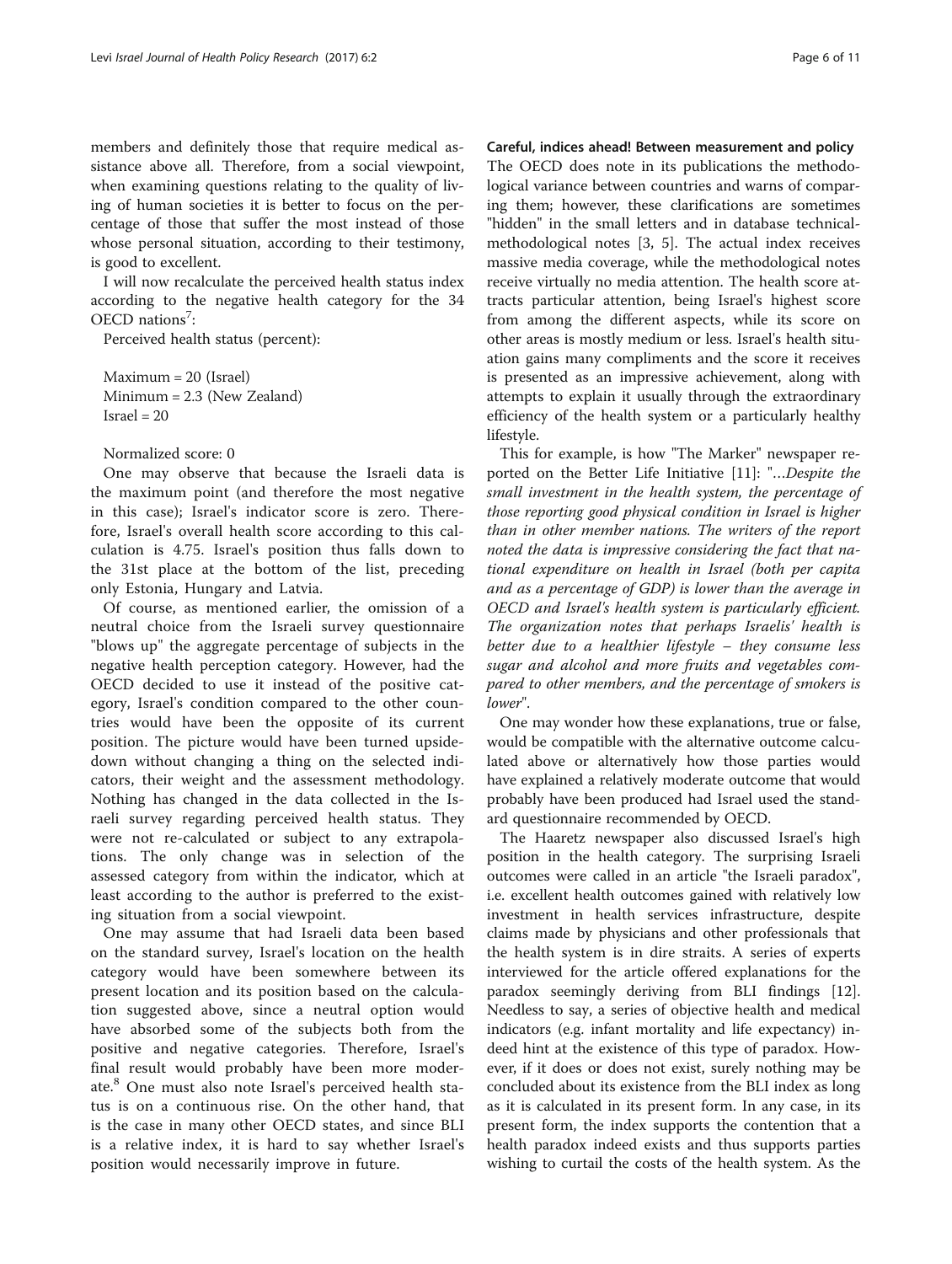members and definitely those that require medical assistance above all. Therefore, from a social viewpoint, when examining questions relating to the quality of living of human societies it is better to focus on the percentage of those that suffer the most instead of those whose personal situation, according to their testimony, is good to excellent.

I will now recalculate the perceived health status index according to the negative health category for the 34 OECD nations[7]:

Perceived health status (percent):

Maximum = 20 (Israel)
Minimum = 2.3 (New Zealand)
Israel = 20

Normalized score: 0

One may observe that because the Israeli data is the maximum point (and therefore the most negative in this case); Israel's indicator score is zero. Therefore, Israel's overall health score according to this calculation is 4.75. Israel's position thus falls down to the 31st place at the bottom of the list, preceding only Estonia, Hungary and Latvia.

Of course, as mentioned earlier, the omission of a neutral choice from the Israeli survey questionnaire "blows up" the aggregate percentage of subjects in the negative health perception category. However, had the OECD decided to use it instead of the positive category, Israel's condition compared to the other countries would have been the opposite of its current position. The picture would have been turned upside-down without changing a thing on the selected indicators, their weight and the assessment methodology. Nothing has changed in the data collected in the Israeli survey regarding perceived health status. They were not re-calculated or subject to any extrapolations. The only change was in selection of the assessed category from within the indicator, which at least according to the author is preferred to the existing situation from a social viewpoint.

One may assume that had Israeli data been based on the standard survey, Israel's location on the health category would have been somewhere between its present location and its position based on the calculation suggested above, since a neutral option would have absorbed some of the subjects both from the positive and negative categories. Therefore, Israel's final result would probably have been more moderate.[8] One must also note Israel's perceived health status is on a continuous rise. On the other hand, that is the case in many other OECD states, and since BLI is a relative index, it is hard to say whether Israel's position would necessarily improve in future.

### Careful, indices ahead! Between measurement and policy

The OECD does note in its publications the methodological variance between countries and warns of comparing them; however, these clarifications are sometimes "hidden" in the small letters and in database technical-methodological notes [3, 5]. The actual index receives massive media coverage, while the methodological notes receive virtually no media attention. The health score attracts particular attention, being Israel's highest score from among the different aspects, while its score on other areas is mostly medium or less. Israel's health situation gains many compliments and the score it receives is presented as an impressive achievement, along with attempts to explain it usually through the extraordinary efficiency of the health system or a particularly healthy lifestyle.

This for example, is how "The Marker" newspaper reported on the Better Life Initiative [11]: "*…Despite the small investment in the health system, the percentage of those reporting good physical condition in Israel is higher than in other member nations. The writers of the report noted the data is impressive considering the fact that national expenditure on health in Israel (both per capita and as a percentage of GDP) is lower than the average in OECD and Israel's health system is particularly efficient. The organization notes that perhaps Israelis' health is better due to a healthier lifestyle – they consume less sugar and alcohol and more fruits and vegetables compared to other members, and the percentage of smokers is lower*".

One may wonder how these explanations, true or false, would be compatible with the alternative outcome calculated above or alternatively how those parties would have explained a relatively moderate outcome that would probably have been produced had Israel used the standard questionnaire recommended by OECD.

The Haaretz newspaper also discussed Israel's high position in the health category. The surprising Israeli outcomes were called in an article "the Israeli paradox", i.e. excellent health outcomes gained with relatively low investment in health services infrastructure, despite claims made by physicians and other professionals that the health system is in dire straits. A series of experts interviewed for the article offered explanations for the paradox seemingly deriving from BLI findings [12]. Needless to say, a series of objective health and medical indicators (e.g. infant mortality and life expectancy) indeed hint at the existence of this type of paradox. However, if it does or does not exist, surely nothing may be concluded about its existence from the BLI index as long as it is calculated in its present form. In any case, in its present form, the index supports the contention that a health paradox indeed exists and thus supports parties wishing to curtail the costs of the health system. As the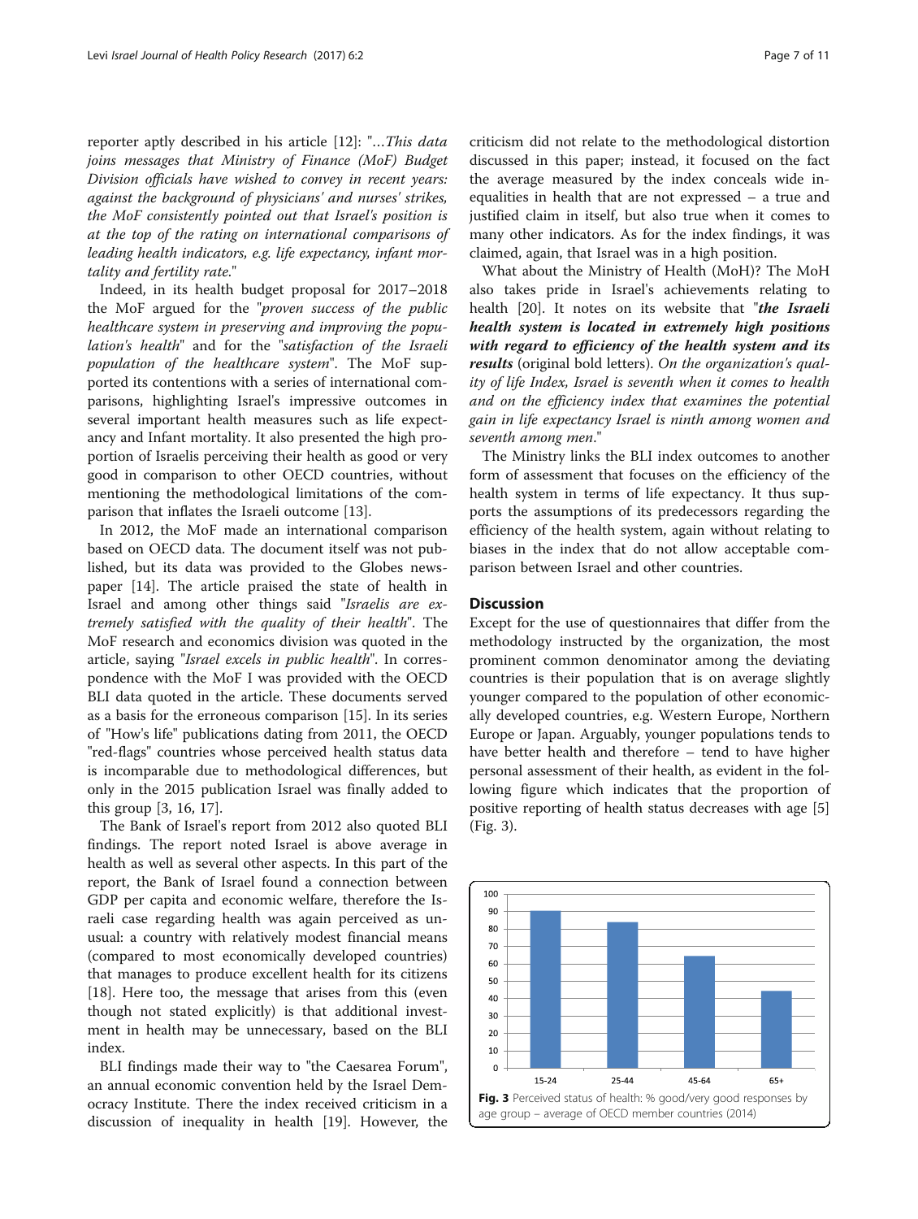reporter aptly described in his article [12]: "...*This data joins messages that Ministry of Finance (MoF) Budget Division officials have wished to convey in recent years: against the background of physicians' and nurses' strikes, the MoF consistently pointed out that Israel's position is at the top of the rating on international comparisons of leading health indicators, e.g. life expectancy, infant mortality and fertility rate.*"

Indeed, in its health budget proposal for 2017–2018 the MoF argued for the "*proven success of the public healthcare system in preserving and improving the population's health*" and for the "*satisfaction of the Israeli population of the healthcare system*". The MoF supported its contentions with a series of international comparisons, highlighting Israel's impressive outcomes in several important health measures such as life expectancy and Infant mortality. It also presented the high proportion of Israelis perceiving their health as good or very good in comparison to other OECD countries, without mentioning the methodological limitations of the comparison that inflates the Israeli outcome [13].

In 2012, the MoF made an international comparison based on OECD data. The document itself was not published, but its data was provided to the Globes newspaper [14]. The article praised the state of health in Israel and among other things said "*Israelis are extremely satisfied with the quality of their health*". The MoF research and economics division was quoted in the article, saying "*Israel excels in public health*". In correspondence with the MoF I was provided with the OECD BLI data quoted in the article. These documents served as a basis for the erroneous comparison [15]. In its series of "How's life" publications dating from 2011, the OECD "red-flags" countries whose perceived health status data is incomparable due to methodological differences, but only in the 2015 publication Israel was finally added to this group [3, 16, 17].

The Bank of Israel's report from 2012 also quoted BLI findings. The report noted Israel is above average in health as well as several other aspects. In this part of the report, the Bank of Israel found a connection between GDP per capita and economic welfare, therefore the Israeli case regarding health was again perceived as unusual: a country with relatively modest financial means (compared to most economically developed countries) that manages to produce excellent health for its citizens [18]. Here too, the message that arises from this (even though not stated explicitly) is that additional investment in health may be unnecessary, based on the BLI index.

BLI findings made their way to "the Caesarea Forum", an annual economic convention held by the Israel Democracy Institute. There the index received criticism in a discussion of inequality in health [19]. However, the criticism did not relate to the methodological distortion discussed in this paper; instead, it focused on the fact the average measured by the index conceals wide inequalities in health that are not expressed – a true and justified claim in itself, but also true when it comes to many other indicators. As for the index findings, it was claimed, again, that Israel was in a high position.

What about the Ministry of Health (MoH)? The MoH also takes pride in Israel's achievements relating to health [20]. It notes on its website that "***the Israeli health system is located in extremely high positions with regard to efficiency of the health system and its results*** (original bold letters). *On the organization's quality of life Index, Israel is seventh when it comes to health and on the efficiency index that examines the potential gain in life expectancy Israel is ninth among women and seventh among men.*"

The Ministry links the BLI index outcomes to another form of assessment that focuses on the efficiency of the health system in terms of life expectancy. It thus supports the assumptions of its predecessors regarding the efficiency of the health system, again without relating to biases in the index that do not allow acceptable comparison between Israel and other countries.

## Discussion

Except for the use of questionnaires that differ from the methodology instructed by the organization, the most prominent common denominator among the deviating countries is their population that is on average slightly younger compared to the population of other economically developed countries, e.g. Western Europe, Northern Europe or Japan. Arguably, younger populations tends to have better health and therefore – tend to have higher personal assessment of their health, as evident in the following figure which indicates that the proportion of positive reporting of health status decreases with age [5] (Fig. 3).

**Fig. 3** Perceived status of health: % good/very good responses by age group – average of OECD member countries (2014)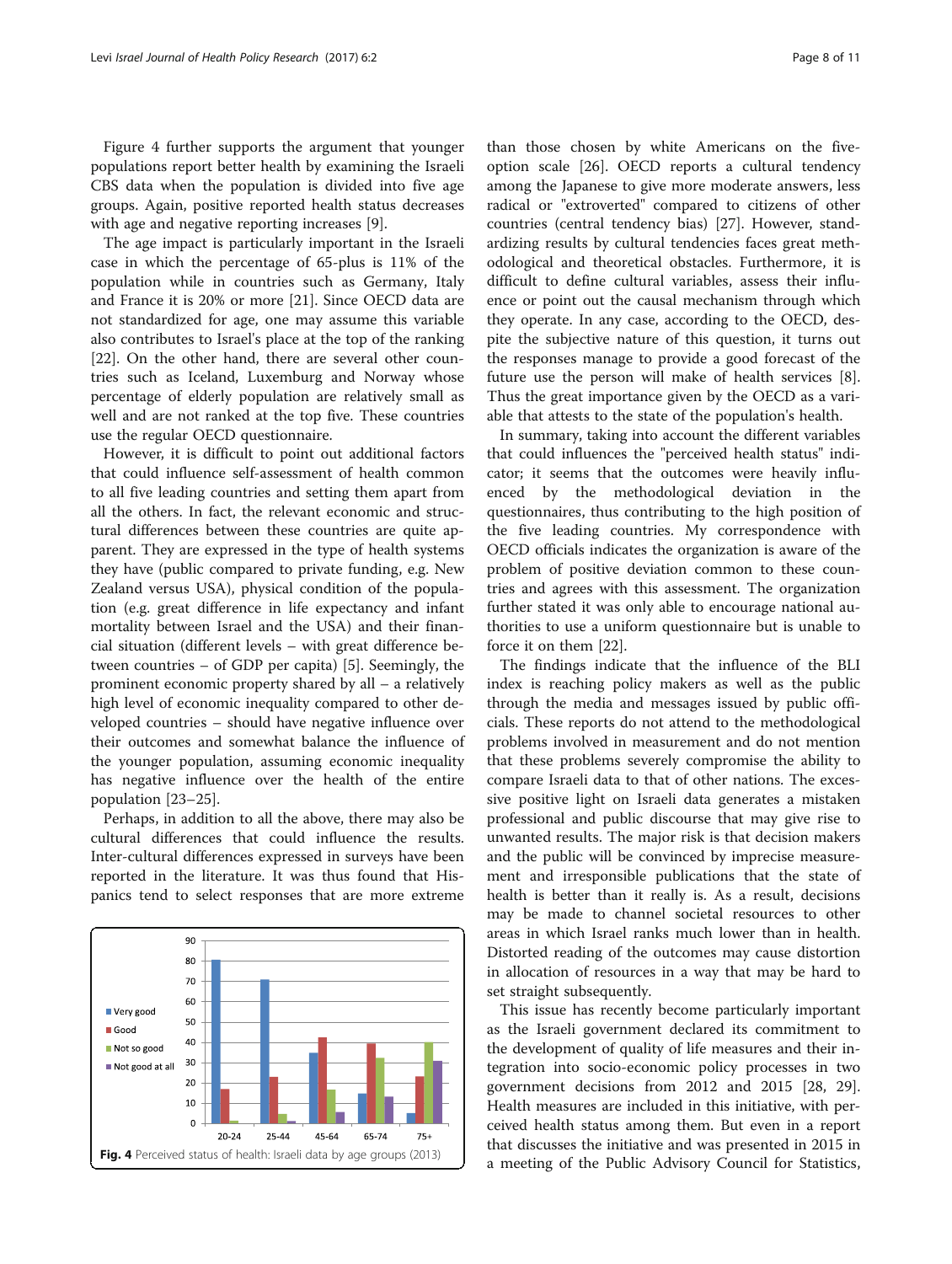Figure 4 further supports the argument that younger populations report better health by examining the Israeli CBS data when the population is divided into five age groups. Again, positive reported health status decreases with age and negative reporting increases [9].

The age impact is particularly important in the Israeli case in which the percentage of 65-plus is 11% of the population while in countries such as Germany, Italy and France it is 20% or more [21]. Since OECD data are not standardized for age, one may assume this variable also contributes to Israel's place at the top of the ranking [22]. On the other hand, there are several other countries such as Iceland, Luxemburg and Norway whose percentage of elderly population are relatively small as well and are not ranked at the top five. These countries use the regular OECD questionnaire.

However, it is difficult to point out additional factors that could influence self-assessment of health common to all five leading countries and setting them apart from all the others. In fact, the relevant economic and structural differences between these countries are quite apparent. They are expressed in the type of health systems they have (public compared to private funding, e.g. New Zealand versus USA), physical condition of the population (e.g. great difference in life expectancy and infant mortality between Israel and the USA) and their financial situation (different levels – with great difference between countries – of GDP per capita) [5]. Seemingly, the prominent economic property shared by all – a relatively high level of economic inequality compared to other developed countries – should have negative influence over their outcomes and somewhat balance the influence of the younger population, assuming economic inequality has negative influence over the health of the entire population [23–25].

Perhaps, in addition to all the above, there may also be cultural differences that could influence the results. Inter-cultural differences expressed in surveys have been reported in the literature. It was thus found that Hispanics tend to select responses that are more extreme than those chosen by white Americans on the five-option scale [26]. OECD reports a cultural tendency among the Japanese to give more moderate answers, less radical or "extroverted" compared to citizens of other countries (central tendency bias) [27]. However, standardizing results by cultural tendencies faces great methodological and theoretical obstacles. Furthermore, it is difficult to define cultural variables, assess their influence or point out the causal mechanism through which they operate. In any case, according to the OECD, despite the subjective nature of this question, it turns out the responses manage to provide a good forecast of the future use the person will make of health services [8]. Thus the great importance given by the OECD as a variable that attests to the state of the population's health.

In summary, taking into account the different variables that could influences the "perceived health status" indicator; it seems that the outcomes were heavily influenced by the methodological deviation in the questionnaires, thus contributing to the high position of the five leading countries. My correspondence with OECD officials indicates the organization is aware of the problem of positive deviation common to these countries and agrees with this assessment. The organization further stated it was only able to encourage national authorities to use a uniform questionnaire but is unable to force it on them [22].

The findings indicate that the influence of the BLI index is reaching policy makers as well as the public through the media and messages issued by public officials. These reports do not attend to the methodological problems involved in measurement and do not mention that these problems severely compromise the ability to compare Israeli data to that of other nations. The excessive positive light on Israeli data generates a mistaken professional and public discourse that may give rise to unwanted results. The major risk is that decision makers and the public will be convinced by imprecise measurement and irresponsible publications that the state of health is better than it really is. As a result, decisions may be made to channel societal resources to other areas in which Israel ranks much lower than in health. Distorted reading of the outcomes may cause distortion in allocation of resources in a way that may be hard to set straight subsequently.

This issue has recently become particularly important as the Israeli government declared its commitment to the development of quality of life measures and their integration into socio-economic policy processes in two government decisions from 2012 and 2015 [28, 29]. Health measures are included in this initiative, with perceived health status among them. But even in a report that discusses the initiative and was presented in 2015 in a meeting of the Public Advisory Council for Statistics,

90
80
70
60
50
40
30
20
10
0

Very good
Good
Not so good
Not good at all

20-24
25-44
45-64
65-74
75+

**Fig. 4** Perceived status of health: Israeli data by age groups (2013)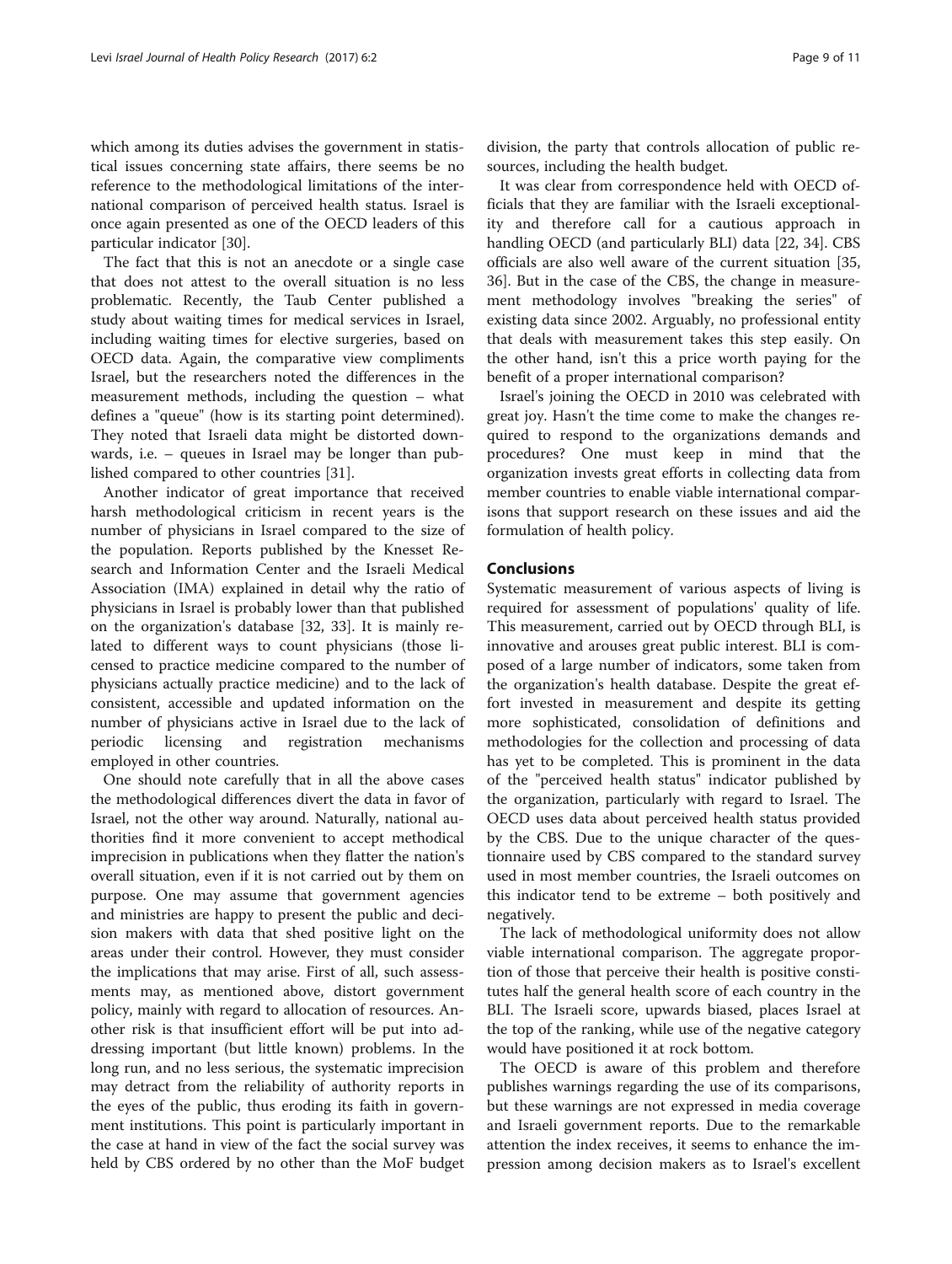which among its duties advises the government in statistical issues concerning state affairs, there seems be no reference to the methodological limitations of the international comparison of perceived health status. Israel is once again presented as one of the OECD leaders of this particular indicator [30].

The fact that this is not an anecdote or a single case that does not attest to the overall situation is no less problematic. Recently, the Taub Center published a study about waiting times for medical services in Israel, including waiting times for elective surgeries, based on OECD data. Again, the comparative view compliments Israel, but the researchers noted the differences in the measurement methods, including the question – what defines a "queue" (how is its starting point determined). They noted that Israeli data might be distorted downwards, i.e. – queues in Israel may be longer than published compared to other countries [31].

Another indicator of great importance that received harsh methodological criticism in recent years is the number of physicians in Israel compared to the size of the population. Reports published by the Knesset Research and Information Center and the Israeli Medical Association (IMA) explained in detail why the ratio of physicians in Israel is probably lower than that published on the organization's database [32, 33]. It is mainly related to different ways to count physicians (those licensed to practice medicine compared to the number of physicians actually practice medicine) and to the lack of consistent, accessible and updated information on the number of physicians active in Israel due to the lack of periodic licensing and registration mechanisms employed in other countries.

One should note carefully that in all the above cases the methodological differences divert the data in favor of Israel, not the other way around. Naturally, national authorities find it more convenient to accept methodical imprecision in publications when they flatter the nation's overall situation, even if it is not carried out by them on purpose. One may assume that government agencies and ministries are happy to present the public and decision makers with data that shed positive light on the areas under their control. However, they must consider the implications that may arise. First of all, such assessments may, as mentioned above, distort government policy, mainly with regard to allocation of resources. Another risk is that insufficient effort will be put into addressing important (but little known) problems. In the long run, and no less serious, the systematic imprecision may detract from the reliability of authority reports in the eyes of the public, thus eroding its faith in government institutions. This point is particularly important in the case at hand in view of the fact the social survey was held by CBS ordered by no other than the MoF budget division, the party that controls allocation of public resources, including the health budget.

It was clear from correspondence held with OECD officials that they are familiar with the Israeli exceptionality and therefore call for a cautious approach in handling OECD (and particularly BLI) data [22, 34]. CBS officials are also well aware of the current situation [35, 36]. But in the case of the CBS, the change in measurement methodology involves "breaking the series" of existing data since 2002. Arguably, no professional entity that deals with measurement takes this step easily. On the other hand, isn't this a price worth paying for the benefit of a proper international comparison?

Israel's joining the OECD in 2010 was celebrated with great joy. Hasn't the time come to make the changes required to respond to the organizations demands and procedures? One must keep in mind that the organization invests great efforts in collecting data from member countries to enable viable international comparisons that support research on these issues and aid the formulation of health policy.

## Conclusions

Systematic measurement of various aspects of living is required for assessment of populations' quality of life. This measurement, carried out by OECD through BLI, is innovative and arouses great public interest. BLI is composed of a large number of indicators, some taken from the organization's health database. Despite the great effort invested in measurement and despite its getting more sophisticated, consolidation of definitions and methodologies for the collection and processing of data has yet to be completed. This is prominent in the data of the "perceived health status" indicator published by the organization, particularly with regard to Israel. The OECD uses data about perceived health status provided by the CBS. Due to the unique character of the questionnaire used by CBS compared to the standard survey used in most member countries, the Israeli outcomes on this indicator tend to be extreme – both positively and negatively.

The lack of methodological uniformity does not allow viable international comparison. The aggregate proportion of those that perceive their health is positive constitutes half the general health score of each country in the BLI. The Israeli score, upwards biased, places Israel at the top of the ranking, while use of the negative category would have positioned it at rock bottom.

The OECD is aware of this problem and therefore publishes warnings regarding the use of its comparisons, but these warnings are not expressed in media coverage and Israeli government reports. Due to the remarkable attention the index receives, it seems to enhance the impression among decision makers as to Israel's excellent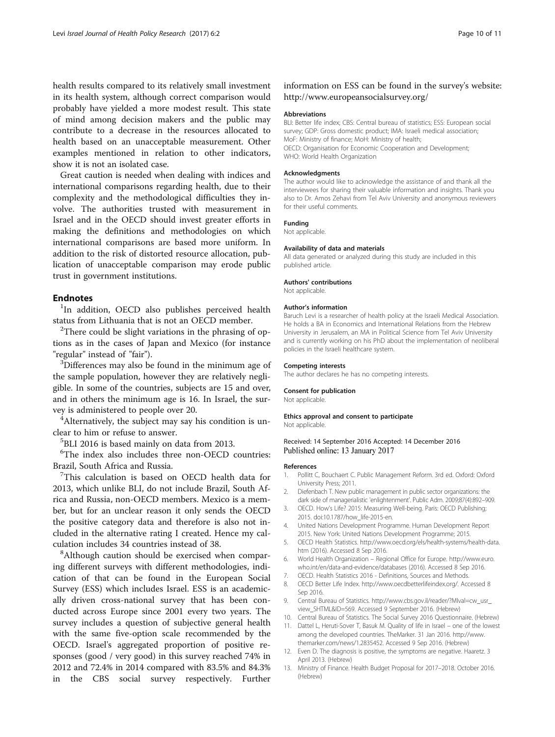health results compared to its relatively small investment in its health system, although correct comparison would probably have yielded a more modest result. This state of mind among decision makers and the public may contribute to a decrease in the resources allocated to health based on an unacceptable measurement. Other examples mentioned in relation to other indicators, show it is not an isolated case.

Great caution is needed when dealing with indices and international comparisons regarding health, due to their complexity and the methodological difficulties they involve. The authorities trusted with measurement in Israel and in the OECD should invest greater efforts in making the definitions and methodologies on which international comparisons are based more uniform. In addition to the risk of distorted resource allocation, publication of unacceptable comparison may erode public trust in government institutions.

## Endnotes

[1]In addition, OECD also publishes perceived health status from Lithuania that is not an OECD member.

[2]There could be slight variations in the phrasing of options as in the cases of Japan and Mexico (for instance "regular" instead of "fair").

[3]Differences may also be found in the minimum age of the sample population, however they are relatively negligible. In some of the countries, subjects are 15 and over, and in others the minimum age is 16. In Israel, the survey is administered to people over 20.

[4]Alternatively, the subject may say his condition is unclear to him or refuse to answer.

[5]BLI 2016 is based mainly on data from 2013.

[6]The index also includes three non-OECD countries: Brazil, South Africa and Russia.

[7]This calculation is based on OECD health data for 2013, which unlike BLI, do not include Brazil, South Africa and Russia, non-OECD members. Mexico is a member, but for an unclear reason it only sends the OECD the positive category data and therefore is also not included in the alternative rating I created. Hence my calculation includes 34 countries instead of 38.

[8]Although caution should be exercised when comparing different surveys with different methodologies, indication of that can be found in the European Social Survey (ESS) which includes Israel. ESS is an academically driven cross-national survey that has been conducted across Europe since 2001 every two years. The survey includes a question of subjective general health with the same five-option scale recommended by the OECD. Israel's aggregated proportion of positive responses (good / very good) in this survey reached 74% in 2012 and 72.4% in 2014 compared with 83.5% and 84.3% in the CBS social survey respectively. Further information on ESS can be found in the survey's website: http://www.europeansocialsurvey.org/

#### Abbreviations

BLI: Better life index; CBS: Central bureau of statistics; ESS: European social survey; GDP: Gross domestic product; IMA: Israeli medical association; MoF: Ministry of finance; MoH: Ministry of health; OECD: Organisation for Economic Cooperation and Development; WHO: World Health Organization

#### Acknowledgments

The author would like to acknowledge the assistance of and thank all the interviewees for sharing their valuable information and insights. Thank you also to Dr. Amos Zehavi from Tel Aviv University and anonymous reviewers for their useful comments.

#### Funding

Not applicable.

#### Availability of data and materials

All data generated or analyzed during this study are included in this published article.

#### Authors' contributions

Not applicable.

#### Author's information

Baruch Levi is a researcher of health policy at the Israeli Medical Association. He holds a BA in Economics and International Relations from the Hebrew University in Jerusalem, an MA in Political Science from Tel Aviv University and is currently working on his PhD about the implementation of neoliberal policies in the Israeli healthcare system.

#### Competing interests

The author declares he has no competing interests.

#### Consent for publication

Not applicable.

#### Ethics approval and consent to participate

Not applicable.

Received: 14 September 2016 Accepted: 14 December 2016
Published online: 13 January 2017

#### References

1. Pollitt C, Bouchaert C. Public Management Reform. 3rd ed. Oxford: Oxford University Press; 2011.
2. Diefenbach T. New public management in public sector organizations: the dark side of managerialistic 'enlightenment'. Public Adm. 2009;87(4):892–909.
3. OECD. How's Life? 2015: Measuring Well-being. Paris: OECD Publishing; 2015. doi:10.1787/how_life-2015-en.
4. United Nations Development Programme. Human Development Report 2015. New York: United Nations Development Programme; 2015.
5. OECD Health Statistics. http://www.oecd.org/els/health-systems/health-data.htm (2016). Accessed 8 Sep 2016.
6. World Health Organization – Regional Office for Europe. http://www.euro.who.int/en/data-and-evidence/databases (2016). Accessed 8 Sep 2016.
7. OECD. Health Statistics 2016 - Definitions, Sources and Methods.
8. OECD Better Life Index. http://www.oecdbetterlifeindex.org/. Accessed 8 Sep 2016.
9. Central Bureau of Statistics. http://www.cbs.gov.il/reader/?MIval=cw_usr_view_SHTML&ID=569. Accessed 9 September 2016. (Hebrew)
10. Central Bureau of Statistics. The Social Survey 2016 Questionnaire. (Hebrew)
11. Dattel L, Heruti-Sover T, Basuk M. Quality of life in Israel – one of the lowest among the developed countries. TheMarker. 31 Jan 2016. http://www.themarker.com/news/1.2835452. Accessed 9 Sep 2016. (Hebrew)
12. Even D. The diagnosis is positive, the symptoms are negative. Haaretz. 3 April 2013. (Hebrew)
13. Ministry of Finance. Health Budget Proposal for 2017–2018. October 2016. (Hebrew)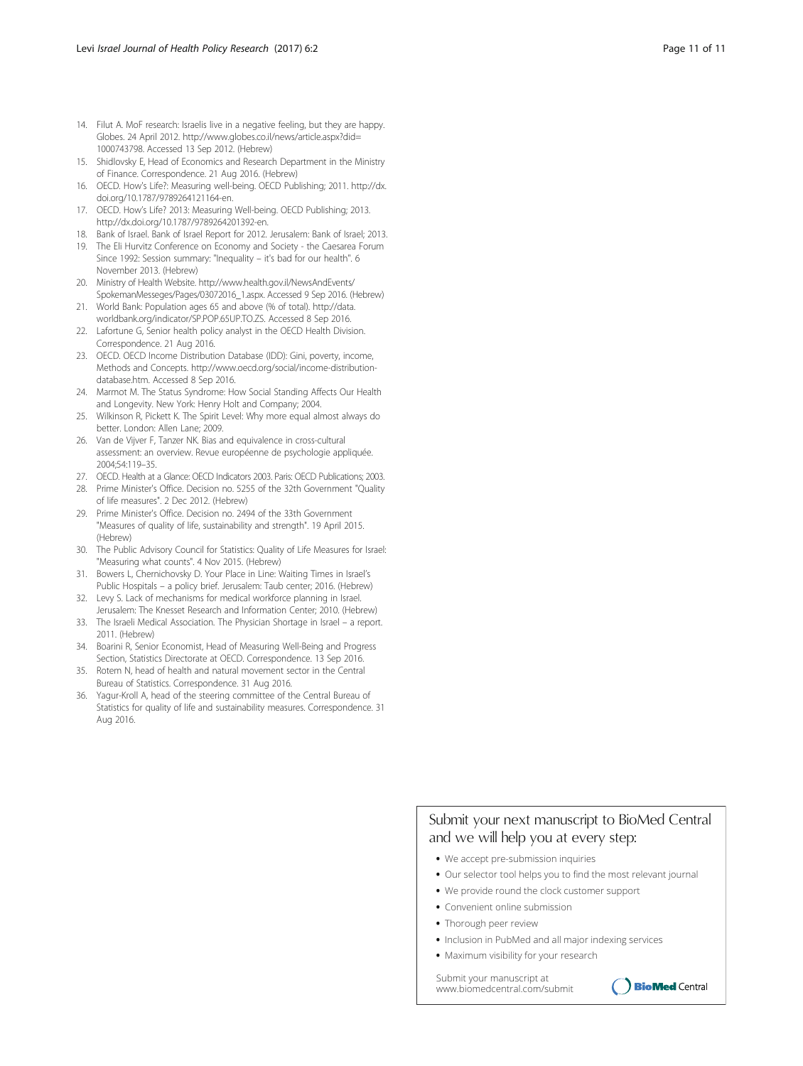14. Filut A. MoF research: Israelis live in a negative feeling, but they are happy. Globes. 24 April 2012. http://www.globes.co.il/news/article.aspx?did=1000743798. Accessed 13 Sep 2012. (Hebrew)
15. Shidlovsky E, Head of Economics and Research Department in the Ministry of Finance. Correspondence. 21 Aug 2016. (Hebrew)
16. OECD. How's Life?: Measuring well-being. OECD Publishing; 2011. http://dx.doi.org/10.1787/9789264121164-en.
17. OECD. How's Life? 2013: Measuring Well-being. OECD Publishing; 2013. http://dx.doi.org/10.1787/9789264201392-en.
18. Bank of Israel. Bank of Israel Report for 2012. Jerusalem: Bank of Israel; 2013.
19. The Eli Hurvitz Conference on Economy and Society - the Caesarea Forum Since 1992: Session summary: "Inequality – it's bad for our health". 6 November 2013. (Hebrew)
20. Ministry of Health Website. http://www.health.gov.il/NewsAndEvents/SpokemanMesseges/Pages/03072016_1.aspx. Accessed 9 Sep 2016. (Hebrew)
21. World Bank: Population ages 65 and above (% of total). http://data.worldbank.org/indicator/SP.POP.65UP.TO.ZS. Accessed 8 Sep 2016.
22. Lafortune G, Senior health policy analyst in the OECD Health Division. Correspondence. 21 Aug 2016.
23. OECD. OECD Income Distribution Database (IDD): Gini, poverty, income, Methods and Concepts. http://www.oecd.org/social/income-distribution-database.htm. Accessed 8 Sep 2016.
24. Marmot M. The Status Syndrome: How Social Standing Affects Our Health and Longevity. New York: Henry Holt and Company; 2004.
25. Wilkinson R, Pickett K. The Spirit Level: Why more equal almost always do better. London: Allen Lane; 2009.
26. Van de Vijver F, Tanzer NK. Bias and equivalence in cross-cultural assessment: an overview. Revue européenne de psychologie appliquée. 2004;54:119–35.
27. OECD. Health at a Glance: OECD Indicators 2003. Paris: OECD Publications; 2003.
28. Prime Minister's Office. Decision no. 5255 of the 32th Government "Quality of life measures". 2 Dec 2012. (Hebrew)
29. Prime Minister's Office. Decision no. 2494 of the 33th Government "Measures of quality of life, sustainability and strength". 19 April 2015. (Hebrew)
30. The Public Advisory Council for Statistics: Quality of Life Measures for Israel: "Measuring what counts". 4 Nov 2015. (Hebrew)
31. Bowers L, Chernichovsky D. Your Place in Line: Waiting Times in Israel's Public Hospitals – a policy brief. Jerusalem: Taub center; 2016. (Hebrew)
32. Levy S. Lack of mechanisms for medical workforce planning in Israel. Jerusalem: The Knesset Research and Information Center; 2010. (Hebrew)
33. The Israeli Medical Association. The Physician Shortage in Israel – a report. 2011. (Hebrew)
34. Boarini R, Senior Economist, Head of Measuring Well-Being and Progress Section, Statistics Directorate at OECD. Correspondence. 13 Sep 2016.
35. Rotem N, head of health and natural movement sector in the Central Bureau of Statistics. Correspondence. 31 Aug 2016.
36. Yagur-Kroll A, head of the steering committee of the Central Bureau of Statistics for quality of life and sustainability measures. Correspondence. 31 Aug 2016.

Submit your next manuscript to BioMed Central and we will help you at every step:

- We accept pre-submission inquiries
- Our selector tool helps you to find the most relevant journal
- We provide round the clock customer support
- Convenient online submission
- Thorough peer review
- Inclusion in PubMed and all major indexing services
- Maximum visibility for your research

Submit your manuscript at www.biomedcentral.com/submit

BioMed Central